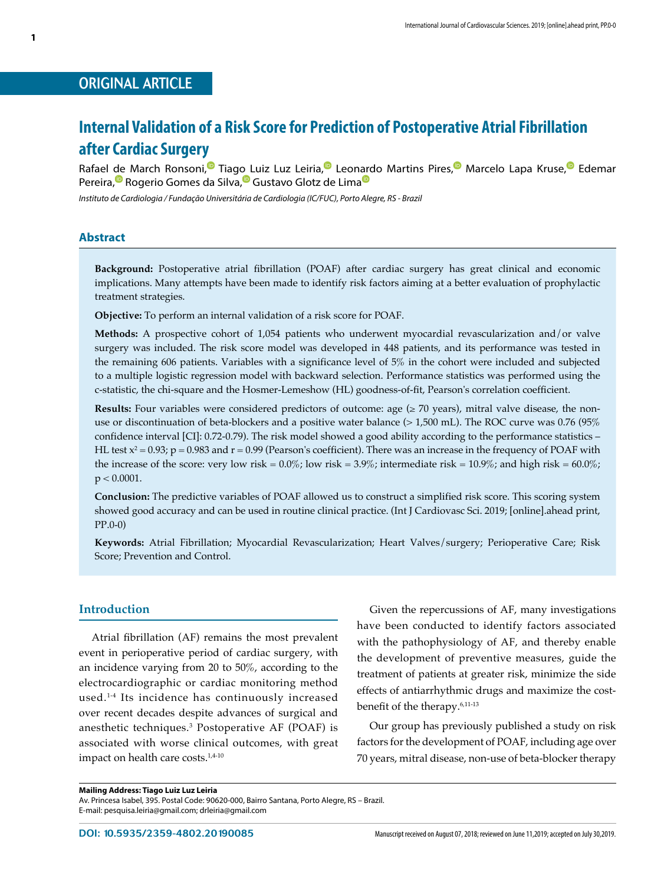ORIGINAL ARTICLE

# Internal Validation of a Risk Score for Prediction of Postoperative Atrial Fibrillation after Cardiac Surgery

Rafael de March Ronsoni, Tiago Luiz Luz Leiria, Leonardo Martins Pires, Marcelo Lapa Kruse, Edemar Pereira, Rogerio Gomes da Silva, Gustavo Glotz de Lima

*Instituto de Cardiologia / Fundação Universitária de Cardiologia (IC/FUC), Porto Alegre, RS - Brazil*

## Abstract

**Background:** Postoperative atrial fibrillation (POAF) after cardiac surgery has great clinical and economic implications. Many attempts have been made to identify risk factors aiming at a better evaluation of prophylactic treatment strategies.

**Objective:** To perform an internal validation of a risk score for POAF.

**Methods:** A prospective cohort of 1,054 patients who underwent myocardial revascularization and/or valve surgery was included. The risk score model was developed in 448 patients, and its performance was tested in the remaining 606 patients. Variables with a significance level of 5% in the cohort were included and subjected to a multiple logistic regression model with backward selection. Performance statistics was performed using the c-statistic, the chi-square and the Hosmer-Lemeshow (HL) goodness-of-fit, Pearson's correlation coefficient.

**Results:** Four variables were considered predictors of outcome: age (≥ 70 years), mitral valve disease, the non-use or discontinuation of beta-blockers and a positive water balance (> 1,500 mL). The ROC curve was 0.76 (95% confidence interval [CI]: 0.72-0.79). The risk model showed a good ability according to the performance statistics – HL test $x^2 = 0.93$; $p = 0.983$ and $r = 0.99$ (Pearson's coefficient). There was an increase in the frequency of POAF with the increase of the score: very low risk = 0.0%; low risk = 3.9%; intermediate risk = 10.9%; and high risk = 60.0%; $p < 0.0001$.

**Conclusion:** The predictive variables of POAF allowed us to construct a simplified risk score. This scoring system showed good accuracy and can be used in routine clinical practice. (Int J Cardiovasc Sci. 2019; [online].ahead print, PP.0-0)

**Keywords:** Atrial Fibrillation; Myocardial Revascularization; Heart Valves/surgery; Perioperative Care; Risk Score; Prevention and Control.

## Introduction

Atrial fibrillation (AF) remains the most prevalent event in perioperative period of cardiac surgery, with an incidence varying from 20 to 50%, according to the electrocardiographic or cardiac monitoring method used.[1-4] Its incidence has continuously increased over recent decades despite advances of surgical and anesthetic techniques.[3] Postoperative AF (POAF) is associated with worse clinical outcomes, with great impact on health care costs.[1,4-10]

Given the repercussions of AF, many investigations have been conducted to identify factors associated with the pathophysiology of AF, and thereby enable the development of preventive measures, guide the treatment of patients at greater risk, minimize the side effects of antiarrhythmic drugs and maximize the cost-benefit of the therapy.[6,11-13]

Our group has previously published a study on risk factors for the development of POAF, including age over 70 years, mitral disease, non-use of beta-blocker therapy

**Mailing Address: Tiago Luiz Luz Leiria**
Av. Princesa Isabel, 395. Postal Code: 90620-000, Bairro Santana, Porto Alegre, RS – Brazil.
E-mail: pesquisa.leiria@gmail.com; drleiria@gmail.com

DOI: 10.5935/2359-4802.20190085

Manuscript received on August 07, 2018; reviewed on June 11,2019; accepted on July 30,2019.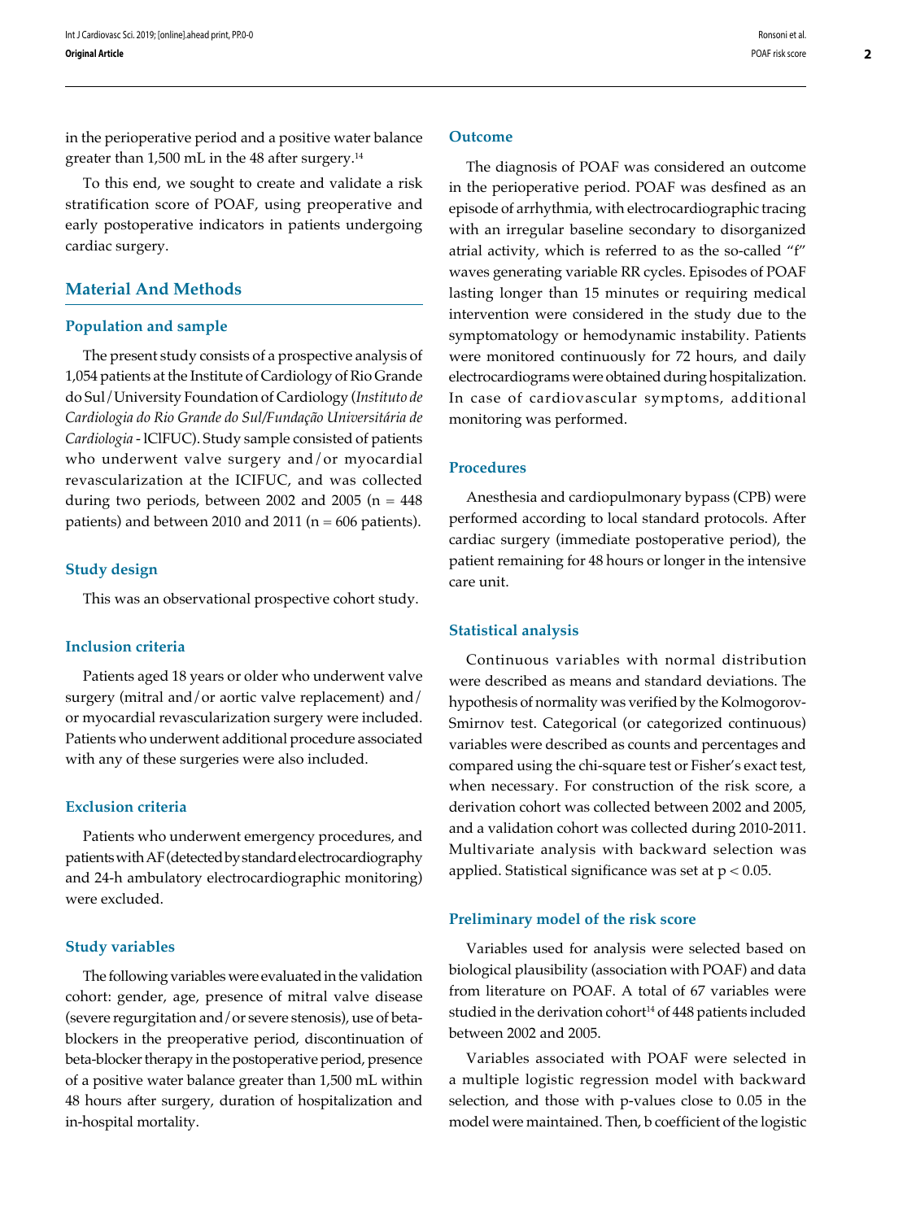in the perioperative period and a positive water balance greater than 1,500 mL in the 48 after surgery.[14]

To this end, we sought to create and validate a risk stratification score of POAF, using preoperative and early postoperative indicators in patients undergoing cardiac surgery.

## Material And Methods

### Population and sample

The present study consists of a prospective analysis of 1,054 patients at the Institute of Cardiology of Rio Grande do Sul/University Foundation of Cardiology (*Instituto de Cardiologia do Rio Grande do Sul/Fundação Universitária de Cardiologia* - ICIFUC). Study sample consisted of patients who underwent valve surgery and/or myocardial revascularization at the ICIFUC, and was collected during two periods, between 2002 and 2005 (n = 448 patients) and between 2010 and 2011 (n = 606 patients).

### Study design

This was an observational prospective cohort study.

### Inclusion criteria

Patients aged 18 years or older who underwent valve surgery (mitral and/or aortic valve replacement) and/or myocardial revascularization surgery were included. Patients who underwent additional procedure associated with any of these surgeries were also included.

### Exclusion criteria

Patients who underwent emergency procedures, and patients with AF (detected by standard electrocardiography and 24-h ambulatory electrocardiographic monitoring) were excluded.

### Study variables

The following variables were evaluated in the validation cohort: gender, age, presence of mitral valve disease (severe regurgitation and/or severe stenosis), use of beta-blockers in the preoperative period, discontinuation of beta-blocker therapy in the postoperative period, presence of a positive water balance greater than 1,500 mL within 48 hours after surgery, duration of hospitalization and in-hospital mortality.

### Outcome

The diagnosis of POAF was considered an outcome in the perioperative period. POAF was desfined as an episode of arrhythmia, with electrocardiographic tracing with an irregular baseline secondary to disorganized atrial activity, which is referred to as the so-called "f" waves generating variable RR cycles. Episodes of POAF lasting longer than 15 minutes or requiring medical intervention were considered in the study due to the symptomatology or hemodynamic instability. Patients were monitored continuously for 72 hours, and daily electrocardiograms were obtained during hospitalization. In case of cardiovascular symptoms, additional monitoring was performed.

### Procedures

Anesthesia and cardiopulmonary bypass (CPB) were performed according to local standard protocols. After cardiac surgery (immediate postoperative period), the patient remaining for 48 hours or longer in the intensive care unit.

### Statistical analysis

Continuous variables with normal distribution were described as means and standard deviations. The hypothesis of normality was verified by the Kolmogorov-Smirnov test. Categorical (or categorized continuous) variables were described as counts and percentages and compared using the chi-square test or Fisher's exact test, when necessary. For construction of the risk score, a derivation cohort was collected between 2002 and 2005, and a validation cohort was collected during 2010-2011. Multivariate analysis with backward selection was applied. Statistical significance was set at $p < 0.05$.

### Preliminary model of the risk score

Variables used for analysis were selected based on biological plausibility (association with POAF) and data from literature on POAF. A total of 67 variables were studied in the derivation cohort[14] of 448 patients included between 2002 and 2005.

Variables associated with POAF were selected in a multiple logistic regression model with backward selection, and those with p-values close to 0.05 in the model were maintained. Then, b coefficient of the logistic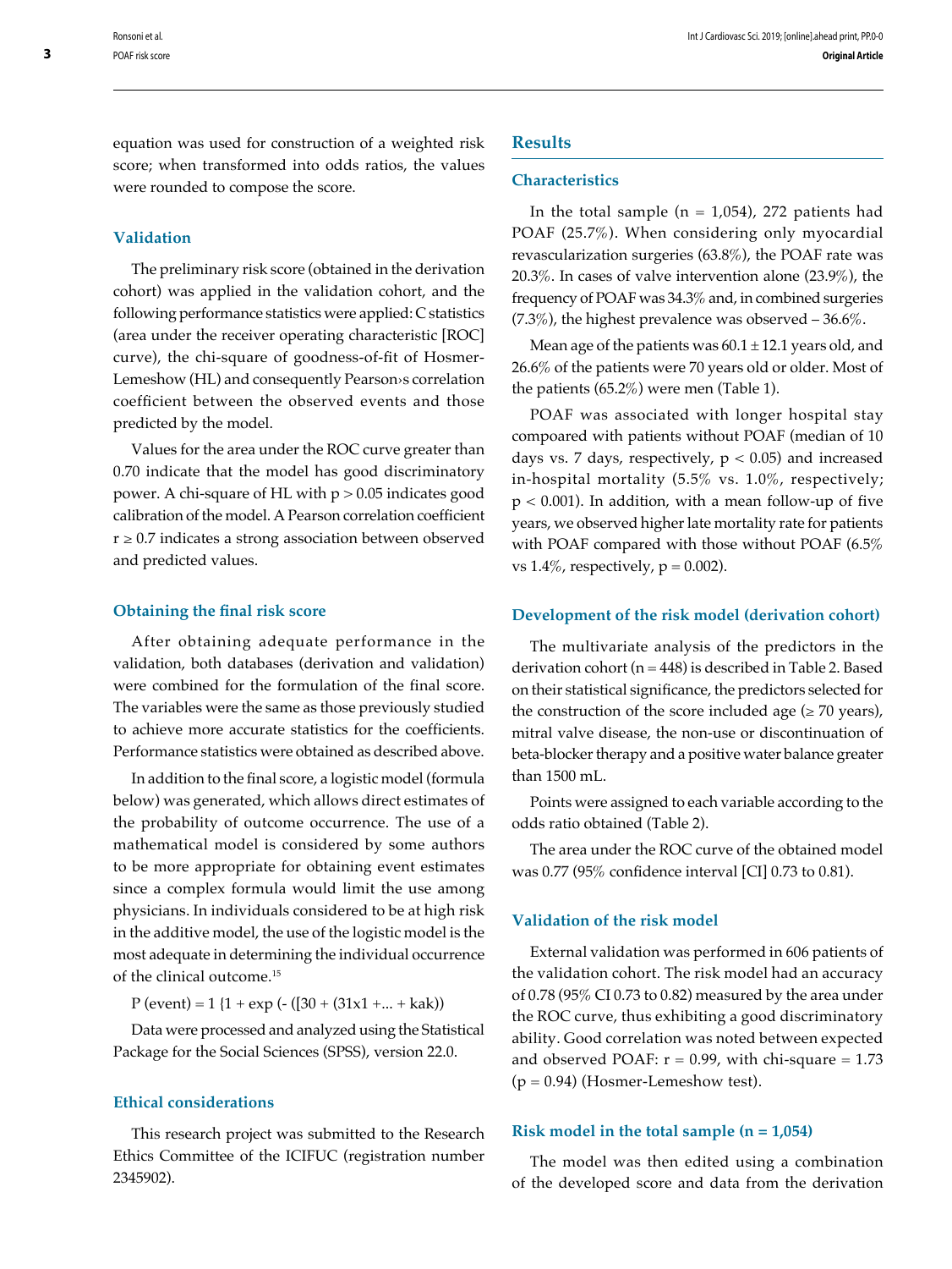equation was used for construction of a weighted risk score; when transformed into odds ratios, the values were rounded to compose the score.

### Validation

The preliminary risk score (obtained in the derivation cohort) was applied in the validation cohort, and the following performance statistics were applied: C statistics (area under the receiver operating characteristic [ROC] curve), the chi-square of goodness-of-fit of Hosmer-Lemeshow (HL) and consequently Pearson›s correlation coefficient between the observed events and those predicted by the model.

Values for the area under the ROC curve greater than 0.70 indicate that the model has good discriminatory power. A chi-square of HL with $p > 0.05$ indicates good calibration of the model. A Pearson correlation coefficient $r \geq 0.7$ indicates a strong association between observed and predicted values.

### Obtaining the final risk score

After obtaining adequate performance in the validation, both databases (derivation and validation) were combined for the formulation of the final score. The variables were the same as those previously studied to achieve more accurate statistics for the coefficients. Performance statistics were obtained as described above.

In addition to the final score, a logistic model (formula below) was generated, which allows direct estimates of the probability of outcome occurrence. The use of a mathematical model is considered by some authors to be more appropriate for obtaining event estimates since a complex formula would limit the use among physicians. In individuals considered to be at high risk in the additive model, the use of the logistic model is the most adequate in determining the individual occurrence of the clinical outcome.[15]

P (event) = 1 {1 + exp (- ([30 + (31x1 +... + kak))

Data were processed and analyzed using the Statistical Package for the Social Sciences (SPSS), version 22.0.

### Ethical considerations

This research project was submitted to the Research Ethics Committee of the ICIFUC (registration number 2345902).

## Results

### Characteristics

In the total sample (n = 1,054), 272 patients had POAF (25.7%). When considering only myocardial revascularization surgeries (63.8%), the POAF rate was 20.3%. In cases of valve intervention alone (23.9%), the frequency of POAF was 34.3% and, in combined surgeries (7.3%), the highest prevalence was observed – 36.6%.

Mean age of the patients was 60.1 ± 12.1 years old, and 26.6% of the patients were 70 years old or older. Most of the patients (65.2%) were men (Table 1).

POAF was associated with longer hospital stay compoared with patients without POAF (median of 10 days vs. 7 days, respectively, $p < 0.05$) and increased in-hospital mortality (5.5% vs. 1.0%, respectively; $p < 0.001$). In addition, with a mean follow-up of five years, we observed higher late mortality rate for patients with POAF compared with those without POAF (6.5% vs 1.4%, respectively, $p = 0.002$).

### Development of the risk model (derivation cohort)

The multivariate analysis of the predictors in the derivation cohort (n = 448) is described in Table 2. Based on their statistical significance, the predictors selected for the construction of the score included age (≥ 70 years), mitral valve disease, the non-use or discontinuation of beta-blocker therapy and a positive water balance greater than 1500 mL.

Points were assigned to each variable according to the odds ratio obtained (Table 2).

The area under the ROC curve of the obtained model was 0.77 (95% confidence interval [CI] 0.73 to 0.81).

### Validation of the risk model

External validation was performed in 606 patients of the validation cohort. The risk model had an accuracy of 0.78 (95% CI 0.73 to 0.82) measured by the area under the ROC curve, thus exhibiting a good discriminatory ability. Good correlation was noted between expected and observed POAF: $r = 0.99$, with chi-square = 1.73 ($p = 0.94$) (Hosmer-Lemeshow test).

### Risk model in the total sample (n = 1,054)

The model was then edited using a combination of the developed score and data from the derivation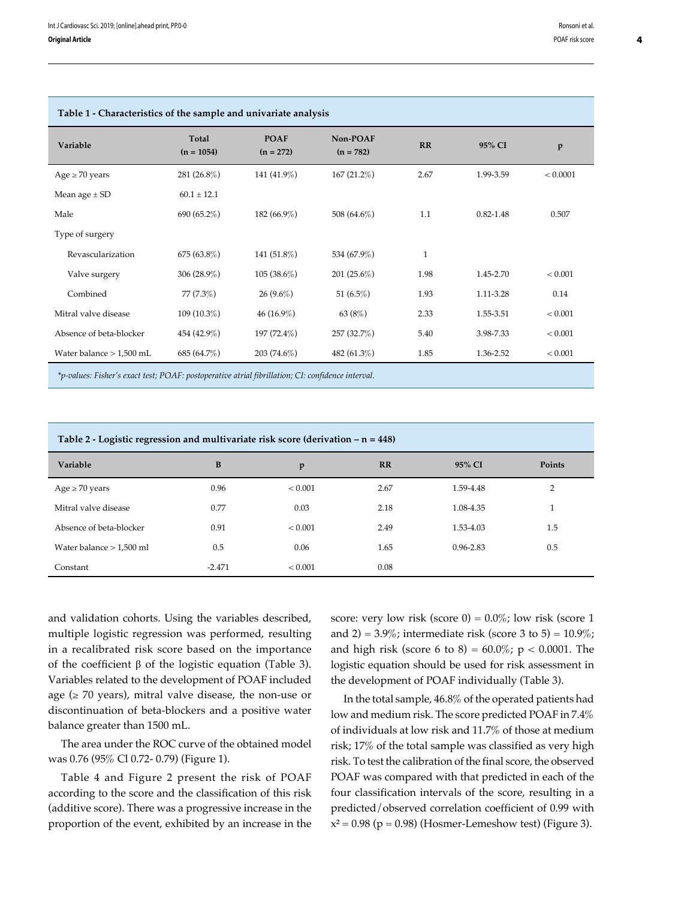**Table 1 - Characteristics of the sample and univariate analysis**

| Variable | Total (n = 1054) | POAF (n = 272) | Non-POAF (n = 782) | RR | 95% CI | p |
|---|---|---|---|---|---|---|
| Age ≥ 70 years | 281 (26.8%) | 141 (41.9%) | 167 (21.2%) | 2.67 | 1.99-3.59 | < 0.0001 |
| Mean age ± SD | 60.1 ± 12.1 | | | | | |
| Male | 690 (65.2%) | 182 (66.9%) | 508 (64.6%) | 1.1 | 0.82-1.48 | 0.507 |
| Type of surgery | | | | | | |
| Revascularization | 675 (63.8%) | 141 (51.8%) | 534 (67.9%) | 1 | | |
| Valve surgery | 306 (28.9%) | 105 (38.6%) | 201 (25.6%) | 1.98 | 1.45-2.70 | < 0.001 |
| Combined | 77 (7.3%) | 26 (9.6%) | 51 (6.5%) | 1.93 | 1.11-3.28 | 0.14 |
| Mitral valve disease | 109 (10.3%) | 46 (16.9%) | 63 (8%) | 2.33 | 1.55-3.51 | < 0.001 |
| Absence of beta-blocker | 454 (42.9%) | 197 (72.4%) | 257 (32.7%) | 5.40 | 3.98-7.33 | < 0.001 |
| Water balance > 1,500 mL | 685 (64.7%) | 203 (74.6%) | 482 (61.3%) | 1.85 | 1.36-2.52 | < 0.001 |

*\*p-values: Fisher's exact test; POAF: postoperative atrial fibrillation; CI: confidence interval.*

**Table 2 - Logistic regression and multivariate risk score (derivation – n = 448)**

| Variable | B | p | RR | 95% CI | Points |
|---|---|---|---|---|---|
| Age ≥ 70 years | 0.96 | < 0.001 | 2.67 | 1.59-4.48 | 2 |
| Mitral valve disease | 0.77 | 0.03 | 2.18 | 1.08-4.35 | 1 |
| Absence of beta-blocker | 0.91 | < 0.001 | 2.49 | 1.53-4.03 | 1.5 |
| Water balance > 1,500 ml | 0.5 | 0.06 | 1.65 | 0.96-2.83 | 0.5 |
| Constant | -2.471 | < 0.001 | 0.08 | | |

and validation cohorts. Using the variables described, multiple logistic regression was performed, resulting in a recalibrated risk score based on the importance of the coefficient β of the logistic equation (Table 3). Variables related to the development of POAF included age (≥ 70 years), mitral valve disease, the non-use or discontinuation of beta-blockers and a positive water balance greater than 1500 mL.

The area under the ROC curve of the obtained model was 0.76 (95% Cl 0.72- 0.79) (Figure 1).

Table 4 and Figure 2 present the risk of POAF according to the score and the classification of this risk (additive score). There was a progressive increase in the proportion of the event, exhibited by an increase in the score: very low risk (score 0) = 0.0%; low risk (score 1 and 2) = 3.9%; intermediate risk (score 3 to 5) = 10.9%; and high risk (score 6 to 8) = 60.0%; $p < 0.0001$. The logistic equation should be used for risk assessment in the development of POAF individually (Table 3).

In the total sample, 46.8% of the operated patients had low and medium risk. The score predicted POAF in 7.4% of individuals at low risk and 11.7% of those at medium risk; 17% of the total sample was classified as very high risk. To test the calibration of the final score, the observed POAF was compared with that predicted in each of the four classification intervals of the score, resulting in a predicted/observed correlation coefficient of 0.99 with $x^2 = 0.98$ ($p = 0.98$) (Hosmer-Lemeshow test) (Figure 3).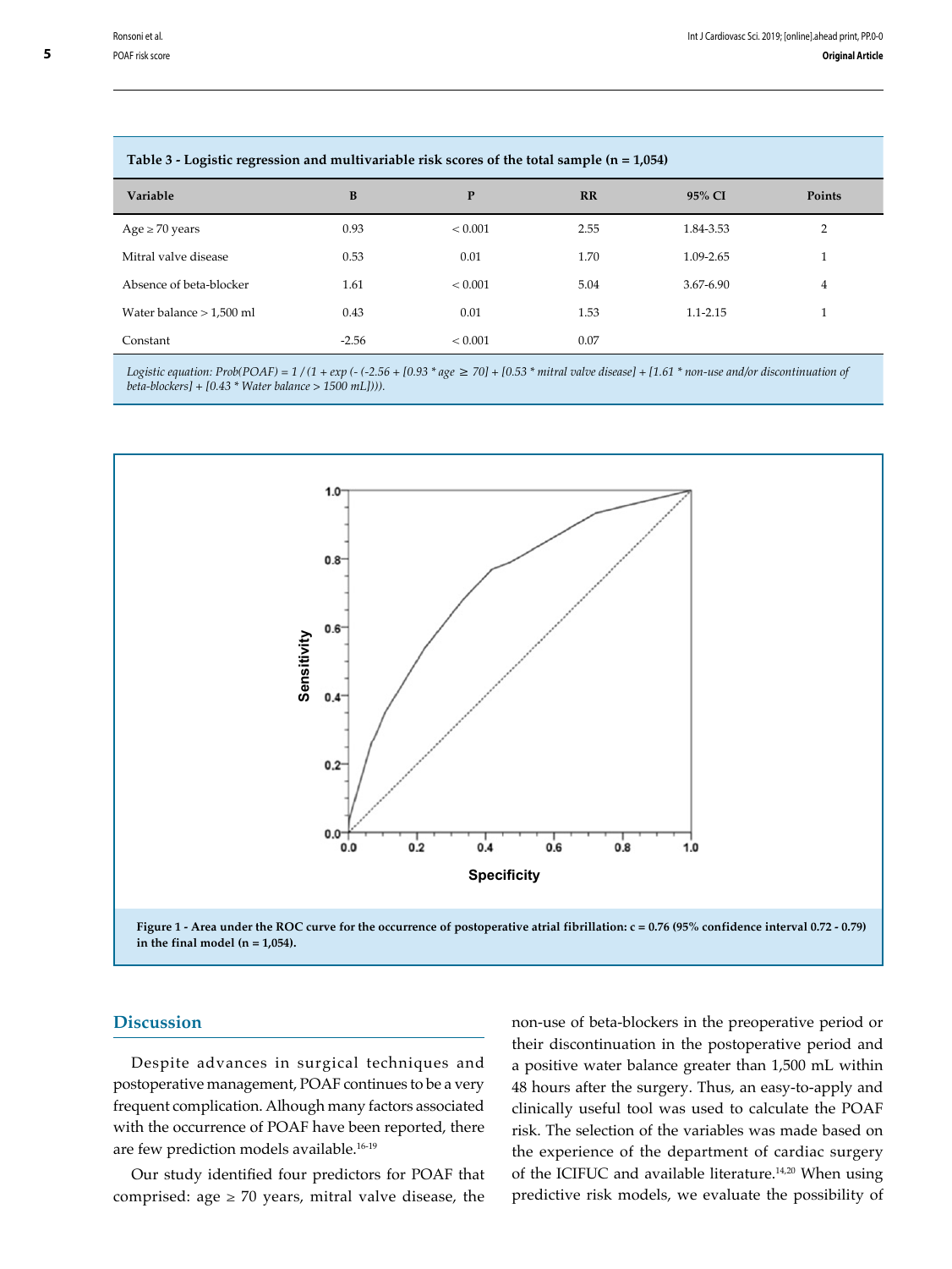**Table 3 - Logistic regression and multivariable risk scores of the total sample (n = 1,054)**

| Variable | B | P | RR | 95% CI | Points |
|---|---|---|---|---|---|
| Age ≥ 70 years | 0.93 | < 0.001 | 2.55 | 1.84-3.53 | 2 |
| Mitral valve disease | 0.53 | 0.01 | 1.70 | 1.09-2.65 | 1 |
| Absence of beta-blocker | 1.61 | < 0.001 | 5.04 | 3.67-6.90 | 4 |
| Water balance > 1,500 ml | 0.43 | 0.01 | 1.53 | 1.1-2.15 | 1 |
| Constant | -2.56 | < 0.001 | 0.07 | | |

*Logistic equation: Prob(POAF) = 1 / (1 + exp (- (-2.56 + [0.93 * age ≥ 70] + [0.53 * mitral valve disease] + [1.61 * non-use and/or discontinuation of beta-blockers] + [0.43 * Water balance > 1500 mL])))*.

**Figure 1 - Area under the ROC curve for the occurrence of postoperative atrial fibrillation: c = 0.76 (95% confidence interval 0.72 - 0.79) in the final model (n = 1,054).**

## Discussion

Despite advances in surgical techniques and postoperative management, POAF continues to be a very frequent complication. Alhough many factors associated with the occurrence of POAF have been reported, there are few prediction models available.[16-19]

Our study identified four predictors for POAF that comprised: age ≥ 70 years, mitral valve disease, the non-use of beta-blockers in the preoperative period or their discontinuation in the postoperative period and a positive water balance greater than 1,500 mL within 48 hours after the surgery. Thus, an easy-to-apply and clinically useful tool was used to calculate the POAF risk. The selection of the variables was made based on the experience of the department of cardiac surgery of the ICIFUC and available literature.[14,20] When using predictive risk models, we evaluate the possibility of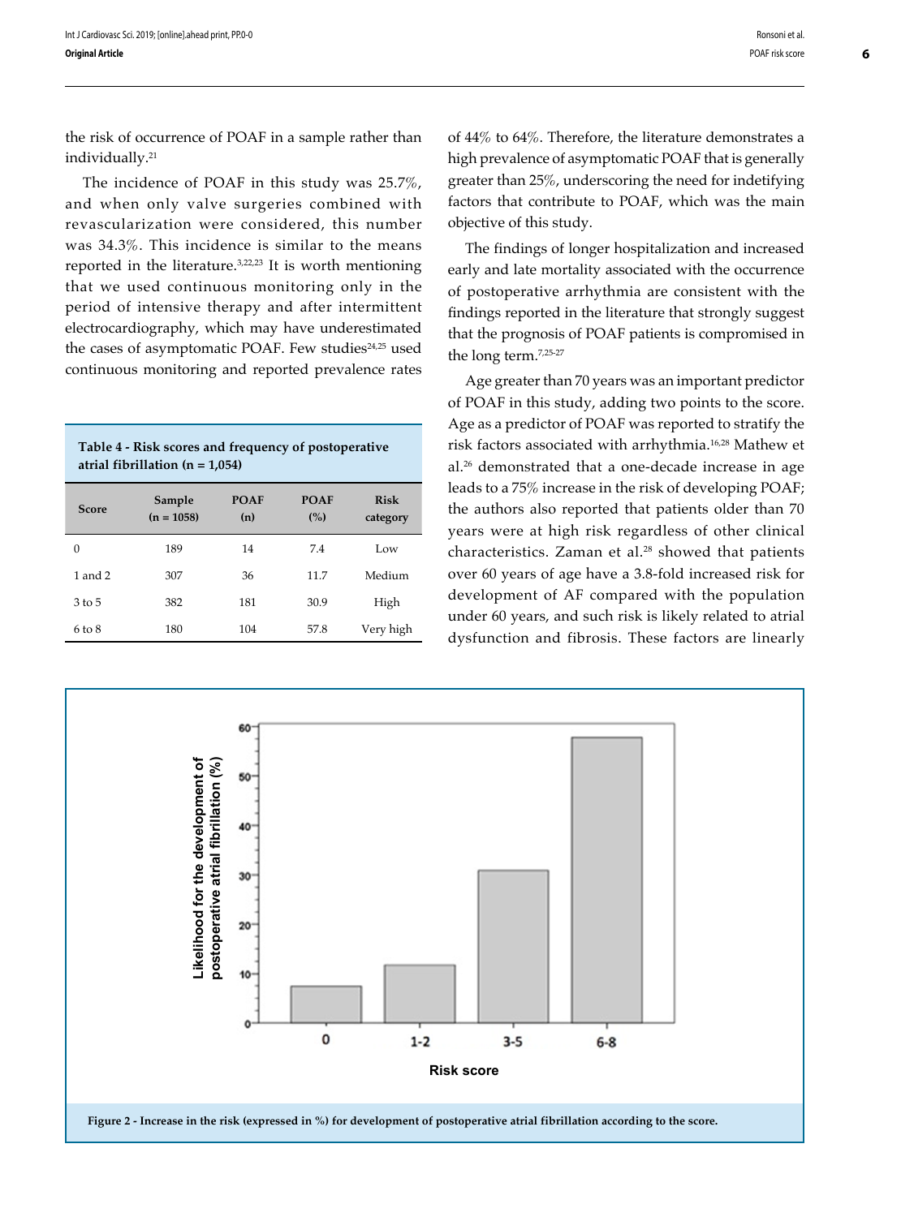the risk of occurrence of POAF in a sample rather than individually.[21]

The incidence of POAF in this study was 25.7%, and when only valve surgeries combined with revascularization were considered, this number was 34.3%. This incidence is similar to the means reported in the literature.[3,22,23] It is worth mentioning that we used continuous monitoring only in the period of intensive therapy and after intermittent electrocardiography, which may have underestimated the cases of asymptomatic POAF. Few studies[24,25] used continuous monitoring and reported prevalence rates of 44% to 64%. Therefore, the literature demonstrates a high prevalence of asymptomatic POAF that is generally greater than 25%, underscoring the need for indetifying factors that contribute to POAF, which was the main objective of this study.

The findings of longer hospitalization and increased early and late mortality associated with the occurrence of postoperative arrhythmia are consistent with the findings reported in the literature that strongly suggest that the prognosis of POAF patients is compromised in the long term.[7,25-27]

Age greater than 70 years was an important predictor of POAF in this study, adding two points to the score. Age as a predictor of POAF was reported to stratify the risk factors associated with arrhythmia.[16,28] Mathew et al.[26] demonstrated that a one-decade increase in age leads to a 75% increase in the risk of developing POAF; the authors also reported that patients older than 70 years were at high risk regardless of other clinical characteristics. Zaman et al.[28] showed that patients over 60 years of age have a 3.8-fold increased risk for development of AF compared with the population under 60 years, and such risk is likely related to atrial dysfunction and fibrosis. These factors are linearly

**Table 4 - Risk scores and frequency of postoperative atrial fibrillation (n = 1,054)**

| Score | Sample (n = 1058) | POAF (n) | POAF (%) | Risk category |
|---|---|---|---|---|
| 0 | 189 | 14 | 7.4 | Low |
| 1 and 2 | 307 | 36 | 11.7 | Medium |
| 3 to 5 | 382 | 181 | 30.9 | High |
| 6 to 8 | 180 | 104 | 57.8 | Very high |

**Figure 2 - Increase in the risk (expressed in %) for development of postoperative atrial fibrillation according to the score.**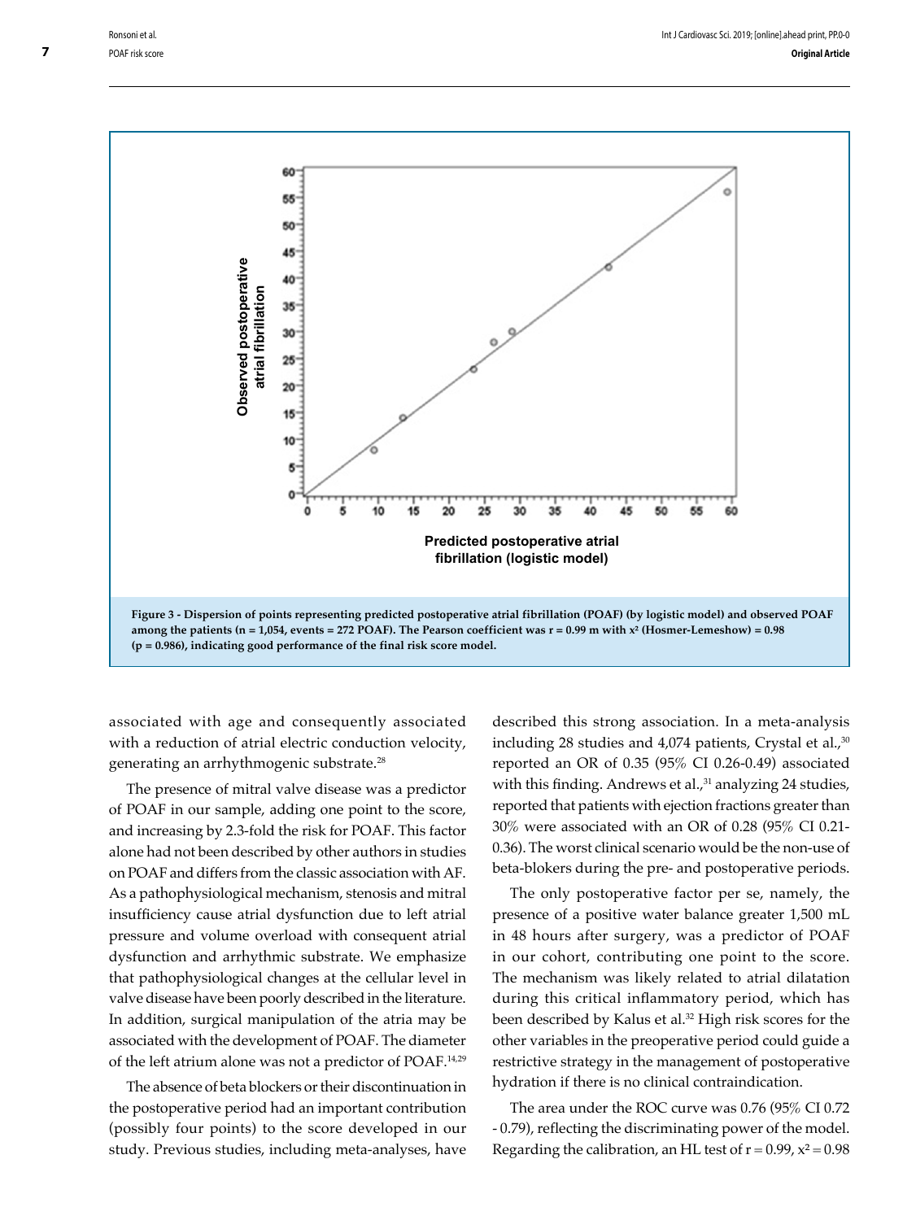Figure 3 - Dispersion of points representing predicted postoperative atrial fibrillation (POAF) (by logistic model) and observed POAF among the patients (n = 1,054, events = 272 POAF). The Pearson coefficient was r = 0.99 m with $x^2$ (Hosmer-Lemeshow) = 0.98 (p = 0.986), indicating good performance of the final risk score model.

associated with age and consequently associated with a reduction of atrial electric conduction velocity, generating an arrhythmogenic substrate.[28]

The presence of mitral valve disease was a predictor of POAF in our sample, adding one point to the score, and increasing by 2.3-fold the risk for POAF. This factor alone had not been described by other authors in studies on POAF and differs from the classic association with AF. As a pathophysiological mechanism, stenosis and mitral insufficiency cause atrial dysfunction due to left atrial pressure and volume overload with consequent atrial dysfunction and arrhythmic substrate. We emphasize that pathophysiological changes at the cellular level in valve disease have been poorly described in the literature. In addition, surgical manipulation of the atria may be associated with the development of POAF. The diameter of the left atrium alone was not a predictor of POAF.[14,29]

The absence of beta blockers or their discontinuation in the postoperative period had an important contribution (possibly four points) to the score developed in our study. Previous studies, including meta-analyses, have described this strong association. In a meta-analysis including 28 studies and 4,074 patients, Crystal et al.,[30] reported an OR of 0.35 (95% CI 0.26-0.49) associated with this finding. Andrews et al.,[31] analyzing 24 studies, reported that patients with ejection fractions greater than 30% were associated with an OR of 0.28 (95% CI 0.21-0.36). The worst clinical scenario would be the non-use of beta-blokers during the pre- and postoperative periods.

The only postoperative factor per se, namely, the presence of a positive water balance greater 1,500 mL in 48 hours after surgery, was a predictor of POAF in our cohort, contributing one point to the score. The mechanism was likely related to atrial dilatation during this critical inflammatory period, which has been described by Kalus et al.[32] High risk scores for the other variables in the preoperative period could guide a restrictive strategy in the management of postoperative hydration if there is no clinical contraindication.

The area under the ROC curve was 0.76 (95% CI 0.72 - 0.79), reflecting the discriminating power of the model. Regarding the calibration, an HL test of r = 0.99, $x^2$ = 0.98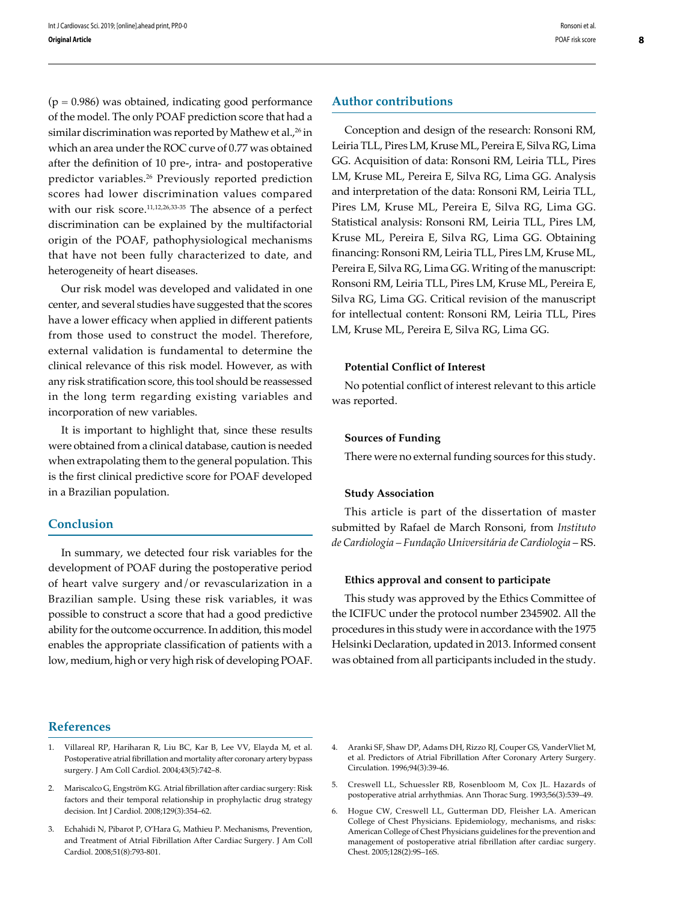(p = 0.986) was obtained, indicating good performance of the model. The only POAF prediction score that had a similar discrimination was reported by Mathew et al.,[26] in which an area under the ROC curve of 0.77 was obtained after the definition of 10 pre-, intra- and postoperative predictor variables.[26] Previously reported prediction scores had lower discrimination values compared with our risk score.[11,12,26,33-35] The absence of a perfect discrimination can be explained by the multifactorial origin of the POAF, pathophysiological mechanisms that have not been fully characterized to date, and heterogeneity of heart diseases.

Our risk model was developed and validated in one center, and several studies have suggested that the scores have a lower efficacy when applied in different patients from those used to construct the model. Therefore, external validation is fundamental to determine the clinical relevance of this risk model. However, as with any risk stratification score, this tool should be reassessed in the long term regarding existing variables and incorporation of new variables.

It is important to highlight that, since these results were obtained from a clinical database, caution is needed when extrapolating them to the general population. This is the first clinical predictive score for POAF developed in a Brazilian population.

## Conclusion

In summary, we detected four risk variables for the development of POAF during the postoperative period of heart valve surgery and/or revascularization in a Brazilian sample. Using these risk variables, it was possible to construct a score that had a good predictive ability for the outcome occurrence. In addition, this model enables the appropriate classification of patients with a low, medium, high or very high risk of developing POAF.

## Author contributions

Conception and design of the research: Ronsoni RM, Leiria TLL, Pires LM, Kruse ML, Pereira E, Silva RG, Lima GG. Acquisition of data: Ronsoni RM, Leiria TLL, Pires LM, Kruse ML, Pereira E, Silva RG, Lima GG. Analysis and interpretation of the data: Ronsoni RM, Leiria TLL, Pires LM, Kruse ML, Pereira E, Silva RG, Lima GG. Statistical analysis: Ronsoni RM, Leiria TLL, Pires LM, Kruse ML, Pereira E, Silva RG, Lima GG. Obtaining financing: Ronsoni RM, Leiria TLL, Pires LM, Kruse ML, Pereira E, Silva RG, Lima GG. Writing of the manuscript: Ronsoni RM, Leiria TLL, Pires LM, Kruse ML, Pereira E, Silva RG, Lima GG. Critical revision of the manuscript for intellectual content: Ronsoni RM, Leiria TLL, Pires LM, Kruse ML, Pereira E, Silva RG, Lima GG.

### Potential Conflict of Interest

No potential conflict of interest relevant to this article was reported.

### Sources of Funding

There were no external funding sources for this study.

### Study Association

This article is part of the dissertation of master submitted by Rafael de March Ronsoni, from *Instituto de Cardiologia – Fundação Universitária de Cardiologia* – RS.

### Ethics approval and consent to participate

This study was approved by the Ethics Committee of the ICIFUC under the protocol number 2345902. All the procedures in this study were in accordance with the 1975 Helsinki Declaration, updated in 2013. Informed consent was obtained from all participants included in the study.

## References

1. Villareal RP, Hariharan R, Liu BC, Kar B, Lee VV, Elayda M, et al. Postoperative atrial fibrillation and mortality after coronary artery bypass surgery. J Am Coll Cardiol. 2004;43(5):742–8.
2. Mariscalco G, Engström KG. Atrial fibrillation after cardiac surgery: Risk factors and their temporal relationship in prophylactic drug strategy decision. Int J Cardiol. 2008;129(3):354–62.
3. Echahidi N, Pibarot P, O'Hara G, Mathieu P. Mechanisms, Prevention, and Treatment of Atrial Fibrillation After Cardiac Surgery. J Am Coll Cardiol. 2008;51(8):793-801.
4. Aranki SF, Shaw DP, Adams DH, Rizzo RJ, Couper GS, VanderVliet M, et al. Predictors of Atrial Fibrillation After Coronary Artery Surgery. Circulation. 1996;94(3):39-46.
5. Creswell LL, Schuessler RB, Rosenbloom M, Cox JL. Hazards of postoperative atrial arrhythmias. Ann Thorac Surg. 1993;56(3):539–49.
6. Hogue CW, Creswell LL, Gutterman DD, Fleisher LA. American College of Chest Physicians. Epidemiology, mechanisms, and risks: American College of Chest Physicians guidelines for the prevention and management of postoperative atrial fibrillation after cardiac surgery. Chest. 2005;128(2):9S–16S.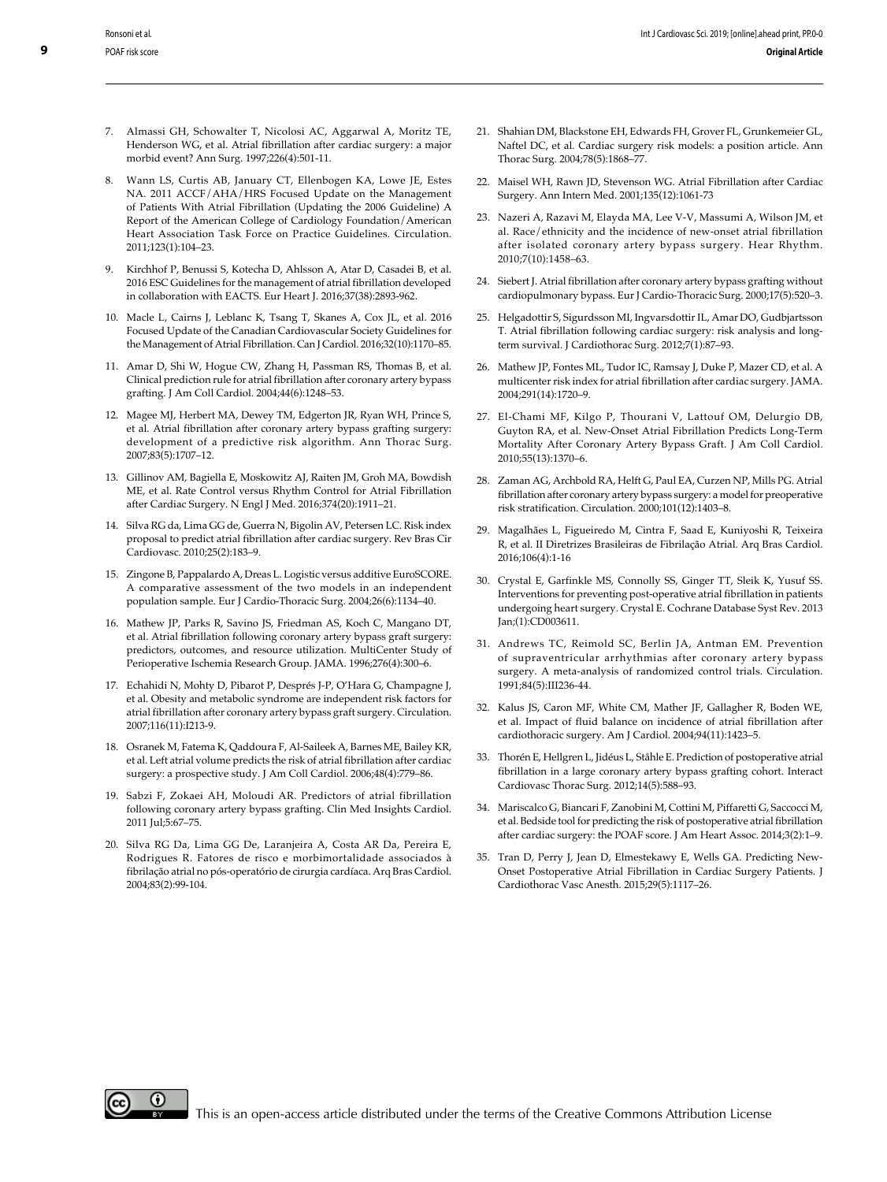7. Almassi GH, Schowalter T, Nicolosi AC, Aggarwal A, Moritz TE, Henderson WG, et al. Atrial fibrillation after cardiac surgery: a major morbid event? Ann Surg. 1997;226(4):501-11.

8. Wann LS, Curtis AB, January CT, Ellenbogen KA, Lowe JE, Estes NA. 2011 ACCF/AHA/HRS Focused Update on the Management of Patients With Atrial Fibrillation (Updating the 2006 Guideline) A Report of the American College of Cardiology Foundation/American Heart Association Task Force on Practice Guidelines. Circulation. 2011;123(1):104–23.

9. Kirchhof P, Benussi S, Kotecha D, Ahlsson A, Atar D, Casadei B, et al. 2016 ESC Guidelines for the management of atrial fibrillation developed in collaboration with EACTS. Eur Heart J. 2016;37(38):2893-962.

10. Macle L, Cairns J, Leblanc K, Tsang T, Skanes A, Cox JL, et al. 2016 Focused Update of the Canadian Cardiovascular Society Guidelines for the Management of Atrial Fibrillation. Can J Cardiol. 2016;32(10):1170–85.

11. Amar D, Shi W, Hogue CW, Zhang H, Passman RS, Thomas B, et al. Clinical prediction rule for atrial fibrillation after coronary artery bypass grafting. J Am Coll Cardiol. 2004;44(6):1248–53.

12. Magee MJ, Herbert MA, Dewey TM, Edgerton JR, Ryan WH, Prince S, et al. Atrial fibrillation after coronary artery bypass grafting surgery: development of a predictive risk algorithm. Ann Thorac Surg. 2007;83(5):1707–12.

13. Gillinov AM, Bagiella E, Moskowitz AJ, Raiten JM, Groh MA, Bowdish ME, et al. Rate Control versus Rhythm Control for Atrial Fibrillation after Cardiac Surgery. N Engl J Med. 2016;374(20):1911–21.

14. Silva RG da, Lima GG de, Guerra N, Bigolin AV, Petersen LC. Risk index proposal to predict atrial fibrillation after cardiac surgery. Rev Bras Cir Cardiovasc. 2010;25(2):183–9.

15. Zingone B, Pappalardo A, Dreas L. Logistic versus additive EuroSCORE. A comparative assessment of the two models in an independent population sample. Eur J Cardio-Thoracic Surg. 2004;26(6):1134–40.

16. Mathew JP, Parks R, Savino JS, Friedman AS, Koch C, Mangano DT, et al. Atrial fibrillation following coronary artery bypass graft surgery: predictors, outcomes, and resource utilization. MultiCenter Study of Perioperative Ischemia Research Group. JAMA. 1996;276(4):300–6.

17. Echahidi N, Mohty D, Pibarot P, Després J-P, O'Hara G, Champagne J, et al. Obesity and metabolic syndrome are independent risk factors for atrial fibrillation after coronary artery bypass graft surgery. Circulation. 2007;116(11):I213-9.

18. Osranek M, Fatema K, Qaddoura F, Al-Saileek A, Barnes ME, Bailey KR, et al. Left atrial volume predicts the risk of atrial fibrillation after cardiac surgery: a prospective study. J Am Coll Cardiol. 2006;48(4):779–86.

19. Sabzi F, Zokaei AH, Moloudi AR. Predictors of atrial fibrillation following coronary artery bypass grafting. Clin Med Insights Cardiol. 2011 Jul;5:67–75.

20. Silva RG Da, Lima GG De, Laranjeira A, Costa AR Da, Pereira E, Rodrigues R. Fatores de risco e morbimortalidade associados à fibrilação atrial no pós-operatório de cirurgia cardíaca. Arq Bras Cardiol. 2004;83(2):99-104.

21. Shahian DM, Blackstone EH, Edwards FH, Grover FL, Grunkemeier GL, Naftel DC, et al. Cardiac surgery risk models: a position article. Ann Thorac Surg. 2004;78(5):1868–77.

22. Maisel WH, Rawn JD, Stevenson WG. Atrial Fibrillation after Cardiac Surgery. Ann Intern Med. 2001;135(12):1061-73

23. Nazeri A, Razavi M, Elayda MA, Lee V-V, Massumi A, Wilson JM, et al. Race/ethnicity and the incidence of new-onset atrial fibrillation after isolated coronary artery bypass surgery. Hear Rhythm. 2010;7(10):1458–63.

24. Siebert J. Atrial fibrillation after coronary artery bypass grafting without cardiopulmonary bypass. Eur J Cardio-Thoracic Surg. 2000;17(5):520–3.

25. Helgadottir S, Sigurdsson MI, Ingvarsdottir IL, Amar DO, Gudbjartsson T. Atrial fibrillation following cardiac surgery: risk analysis and long-term survival. J Cardiothorac Surg. 2012;7(1):87–93.

26. Mathew JP, Fontes ML, Tudor IC, Ramsay J, Duke P, Mazer CD, et al. A multicenter risk index for atrial fibrillation after cardiac surgery. JAMA. 2004;291(14):1720–9.

27. El-Chami MF, Kilgo P, Thourani V, Lattouf OM, Delurgio DB, Guyton RA, et al. New-Onset Atrial Fibrillation Predicts Long-Term Mortality After Coronary Artery Bypass Graft. J Am Coll Cardiol. 2010;55(13):1370–6.

28. Zaman AG, Archbold RA, Helft G, Paul EA, Curzen NP, Mills PG. Atrial fibrillation after coronary artery bypass surgery: a model for preoperative risk stratification. Circulation. 2000;101(12):1403–8.

29. Magalhães L, Figueiredo M, Cintra F, Saad E, Kuniyoshi R, Teixeira R, et al. II Diretrizes Brasileiras de Fibrilação Atrial. Arq Bras Cardiol. 2016;106(4):1-16

30. Crystal E, Garfinkle MS, Connolly SS, Ginger TT, Sleik K, Yusuf SS. Interventions for preventing post-operative atrial fibrillation in patients undergoing heart surgery. Crystal E. Cochrane Database Syst Rev. 2013 Jan;(1):CD003611.

31. Andrews TC, Reimold SC, Berlin JA, Antman EM. Prevention of supraventricular arrhythmias after coronary artery bypass surgery. A meta-analysis of randomized control trials. Circulation. 1991;84(5):III236-44.

32. Kalus JS, Caron MF, White CM, Mather JF, Gallagher R, Boden WE, et al. Impact of fluid balance on incidence of atrial fibrillation after cardiothoracic surgery. Am J Cardiol. 2004;94(11):1423–5.

33. Thorén E, Hellgren L, Jidéus L, Ståhle E. Prediction of postoperative atrial fibrillation in a large coronary artery bypass grafting cohort. Interact Cardiovasc Thorac Surg. 2012;14(5):588–93.

34. Mariscalco G, Biancari F, Zanobini M, Cottini M, Piffaretti G, Saccocci M, et al. Bedside tool for predicting the risk of postoperative atrial fibrillation after cardiac surgery: the POAF score. J Am Heart Assoc. 2014;3(2):1–9.

35. Tran D, Perry J, Jean D, Elmestekawy E, Wells GA. Predicting New-Onset Postoperative Atrial Fibrillation in Cardiac Surgery Patients. J Cardiothorac Vasc Anesth. 2015;29(5):1117–26.

This is an open-access article distributed under the terms of the Creative Commons Attribution License